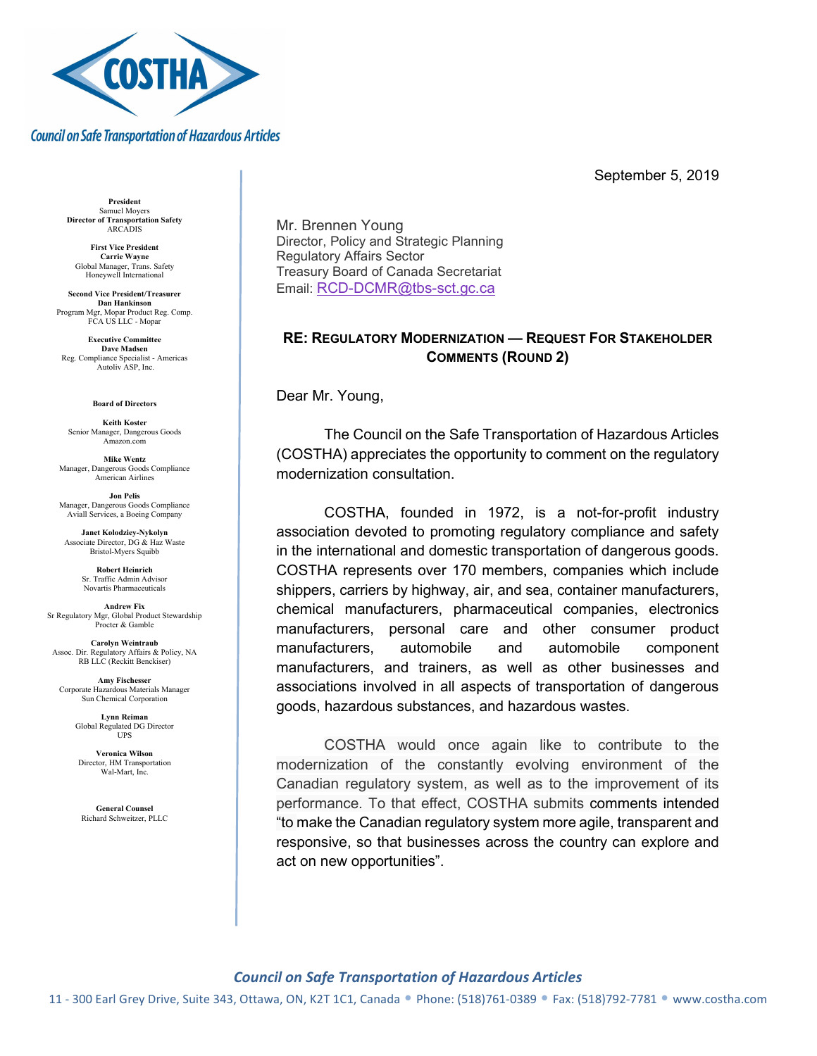# COSTHA

**Council on Safe Transportation of Hazardous Articles**

**President**
Samuel Moyers
**Director of Transportation Safety**
ARCADIS

**First Vice President**
**Carrie Wayne**
Global Manager, Trans. Safety
Honeywell International

**Second Vice President/Treasurer**
**Dan Hankinson**
Program Mgr, Mopar Product Reg. Comp.
FCA US LLC - Mopar

**Executive Committee**
**Dave Madsen**
Reg. Compliance Specialist - Americas
Autoliv ASP, Inc.

**Board of Directors**

**Keith Koster**
Senior Manager, Dangerous Goods
Amazon.com

**Mike Wentz**
Manager, Dangerous Goods Compliance
American Airlines

**Jon Pelis**
Manager, Dangerous Goods Compliance
Aviall Services, a Boeing Company

**Janet Kolodziey-Nykolyn**
Associate Director, DG & Haz Waste
Bristol-Myers Squibb

**Robert Heinrich**
Sr. Traffic Admin Advisor
Novartis Pharmaceuticals

**Andrew Fix**
Sr Regulatory Mgr, Global Product Stewardship
Procter & Gamble

**Carolyn Weintraub**
Assoc. Dir. Regulatory Affairs & Policy, NA
RB LLC (Reckitt Benckiser)

**Amy Fischesser**
Corporate Hazardous Materials Manager
Sun Chemical Corporation

**Lynn Reiman**
Global Regulated DG Director
UPS

**Veronica Wilson**
Director, HM Transportation
Wal-Mart, Inc.

**General Counsel**
Richard Schweitzer, PLLC

September 5, 2019

Mr. Brennen Young
Director, Policy and Strategic Planning
Regulatory Affairs Sector
Treasury Board of Canada Secretariat
Email: RCD-DCMR@tbs-sct.gc.ca

**RE: REGULATORY MODERNIZATION — REQUEST FOR STAKEHOLDER COMMENTS (ROUND 2)**

Dear Mr. Young,

The Council on the Safe Transportation of Hazardous Articles (COSTHA) appreciates the opportunity to comment on the regulatory modernization consultation.

COSTHA, founded in 1972, is a not-for-profit industry association devoted to promoting regulatory compliance and safety in the international and domestic transportation of dangerous goods. COSTHA represents over 170 members, companies which include shippers, carriers by highway, air, and sea, container manufacturers, chemical manufacturers, pharmaceutical companies, electronics manufacturers, personal care and other consumer product manufacturers, automobile and automobile component manufacturers, and trainers, as well as other businesses and associations involved in all aspects of transportation of dangerous goods, hazardous substances, and hazardous wastes.

COSTHA would once again like to contribute to the modernization of the constantly evolving environment of the Canadian regulatory system, as well as to the improvement of its performance. To that effect, COSTHA submits comments intended "to make the Canadian regulatory system more agile, transparent and responsive, so that businesses across the country can explore and act on new opportunities".

*Council on Safe Transportation of Hazardous Articles*
11 - 300 Earl Grey Drive, Suite 343, Ottawa, ON, K2T 1C1, Canada • Phone: (518)761-0389 • Fax: (518)792-7781 • www.costha.com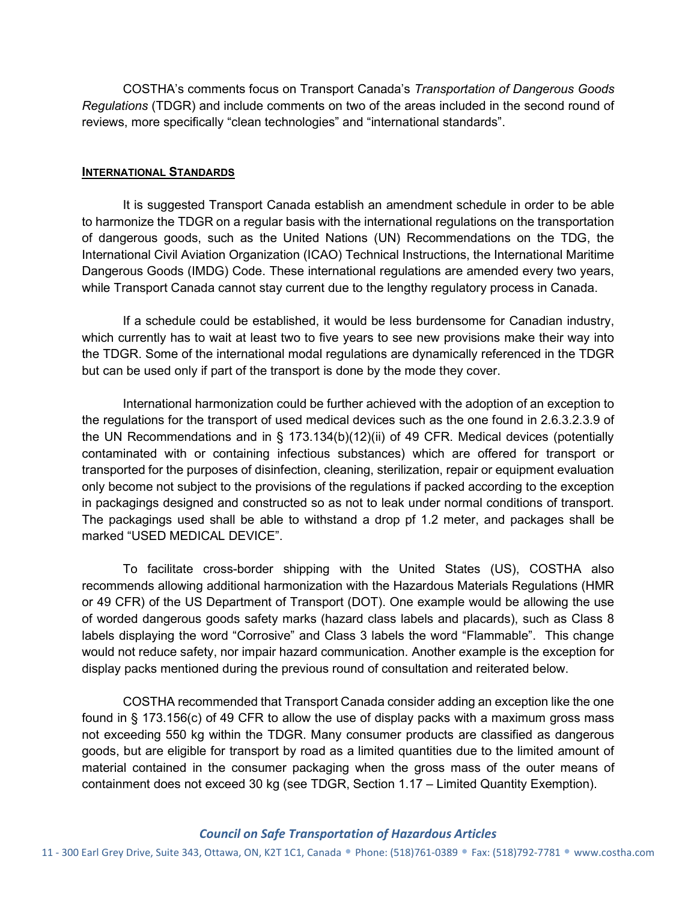COSTHA's comments focus on Transport Canada's *Transportation of Dangerous Goods Regulations* (TDGR) and include comments on two of the areas included in the second round of reviews, more specifically "clean technologies" and "international standards".

## INTERNATIONAL STANDARDS

It is suggested Transport Canada establish an amendment schedule in order to be able to harmonize the TDGR on a regular basis with the international regulations on the transportation of dangerous goods, such as the United Nations (UN) Recommendations on the TDG, the International Civil Aviation Organization (ICAO) Technical Instructions, the International Maritime Dangerous Goods (IMDG) Code. These international regulations are amended every two years, while Transport Canada cannot stay current due to the lengthy regulatory process in Canada.

If a schedule could be established, it would be less burdensome for Canadian industry, which currently has to wait at least two to five years to see new provisions make their way into the TDGR. Some of the international modal regulations are dynamically referenced in the TDGR but can be used only if part of the transport is done by the mode they cover.

International harmonization could be further achieved with the adoption of an exception to the regulations for the transport of used medical devices such as the one found in 2.6.3.2.3.9 of the UN Recommendations and in § 173.134(b)(12)(ii) of 49 CFR. Medical devices (potentially contaminated with or containing infectious substances) which are offered for transport or transported for the purposes of disinfection, cleaning, sterilization, repair or equipment evaluation only become not subject to the provisions of the regulations if packed according to the exception in packagings designed and constructed so as not to leak under normal conditions of transport. The packagings used shall be able to withstand a drop pf 1.2 meter, and packages shall be marked "USED MEDICAL DEVICE".

To facilitate cross-border shipping with the United States (US), COSTHA also recommends allowing additional harmonization with the Hazardous Materials Regulations (HMR or 49 CFR) of the US Department of Transport (DOT). One example would be allowing the use of worded dangerous goods safety marks (hazard class labels and placards), such as Class 8 labels displaying the word "Corrosive" and Class 3 labels the word "Flammable". This change would not reduce safety, nor impair hazard communication. Another example is the exception for display packs mentioned during the previous round of consultation and reiterated below.

COSTHA recommended that Transport Canada consider adding an exception like the one found in § 173.156(c) of 49 CFR to allow the use of display packs with a maximum gross mass not exceeding 550 kg within the TDGR. Many consumer products are classified as dangerous goods, but are eligible for transport by road as a limited quantities due to the limited amount of material contained in the consumer packaging when the gross mass of the outer means of containment does not exceed 30 kg (see TDGR, Section 1.17 – Limited Quantity Exemption).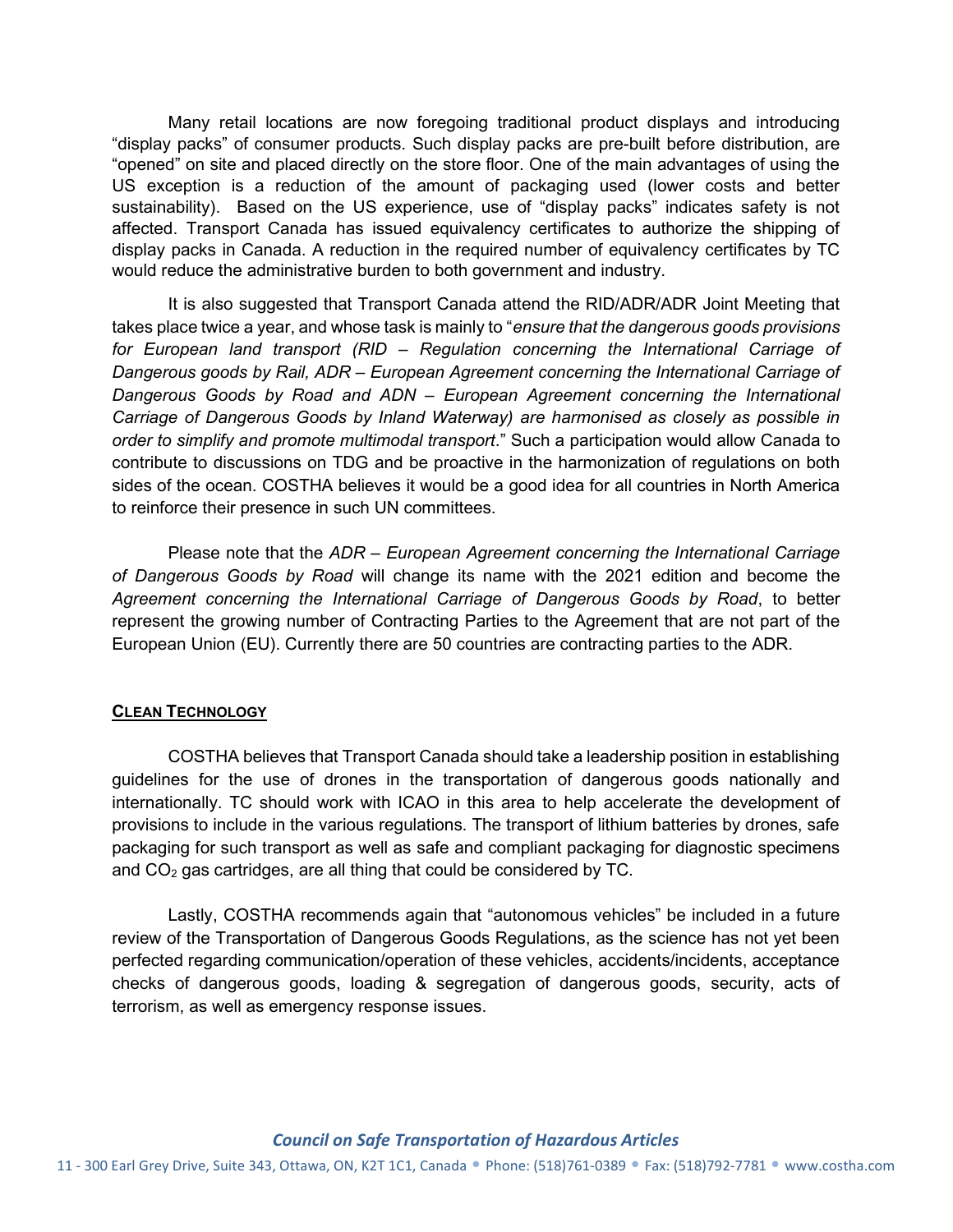Many retail locations are now foregoing traditional product displays and introducing "display packs" of consumer products. Such display packs are pre-built before distribution, are "opened" on site and placed directly on the store floor. One of the main advantages of using the US exception is a reduction of the amount of packaging used (lower costs and better sustainability). Based on the US experience, use of "display packs" indicates safety is not affected. Transport Canada has issued equivalency certificates to authorize the shipping of display packs in Canada. A reduction in the required number of equivalency certificates by TC would reduce the administrative burden to both government and industry.

It is also suggested that Transport Canada attend the RID/ADR/ADR Joint Meeting that takes place twice a year, and whose task is mainly to "*ensure that the dangerous goods provisions for European land transport (RID – Regulation concerning the International Carriage of Dangerous goods by Rail, ADR – European Agreement concerning the International Carriage of Dangerous Goods by Road and ADN – European Agreement concerning the International Carriage of Dangerous Goods by Inland Waterway) are harmonised as closely as possible in order to simplify and promote multimodal transport*." Such a participation would allow Canada to contribute to discussions on TDG and be proactive in the harmonization of regulations on both sides of the ocean. COSTHA believes it would be a good idea for all countries in North America to reinforce their presence in such UN committees.

Please note that the *ADR – European Agreement concerning the International Carriage of Dangerous Goods by Road* will change its name with the 2021 edition and become the *Agreement concerning the International Carriage of Dangerous Goods by Road*, to better represent the growing number of Contracting Parties to the Agreement that are not part of the European Union (EU). Currently there are 50 countries are contracting parties to the ADR.

## CLEAN TECHNOLOGY

COSTHA believes that Transport Canada should take a leadership position in establishing guidelines for the use of drones in the transportation of dangerous goods nationally and internationally. TC should work with ICAO in this area to help accelerate the development of provisions to include in the various regulations. The transport of lithium batteries by drones, safe packaging for such transport as well as safe and compliant packaging for diagnostic specimens and $CO_2$ gas cartridges, are all thing that could be considered by TC.

Lastly, COSTHA recommends again that "autonomous vehicles" be included in a future review of the Transportation of Dangerous Goods Regulations, as the science has not yet been perfected regarding communication/operation of these vehicles, accidents/incidents, acceptance checks of dangerous goods, loading & segregation of dangerous goods, security, acts of terrorism, as well as emergency response issues.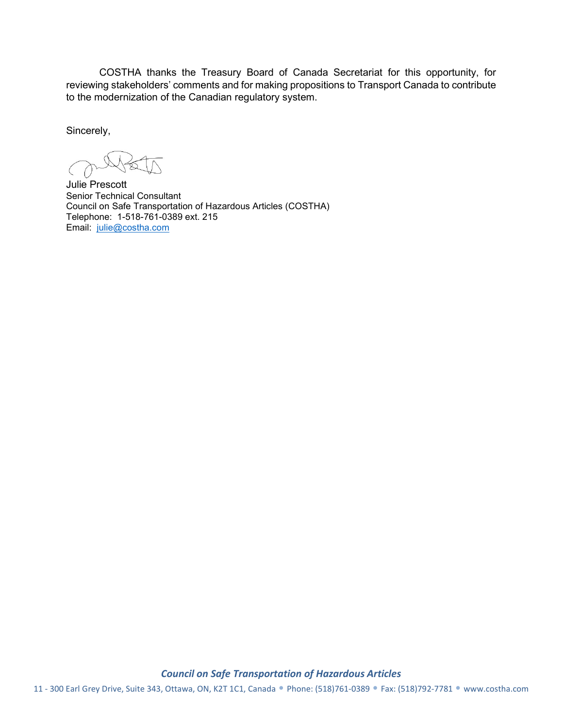COSTHA thanks the Treasury Board of Canada Secretariat for this opportunity, for reviewing stakeholders' comments and for making propositions to Transport Canada to contribute to the modernization of the Canadian regulatory system.

Sincerely,

Julie Prescott
Senior Technical Consultant
Council on Safe Transportation of Hazardous Articles (COSTHA)
Telephone: 1-518-761-0389 ext. 215
Email: julie@costha.com

*Council on Safe Transportation of Hazardous Articles*

11 - 300 Earl Grey Drive, Suite 343, Ottawa, ON, K2T 1C1, Canada • Phone: (518)761-0389 • Fax: (518)792-7781 • www.costha.com